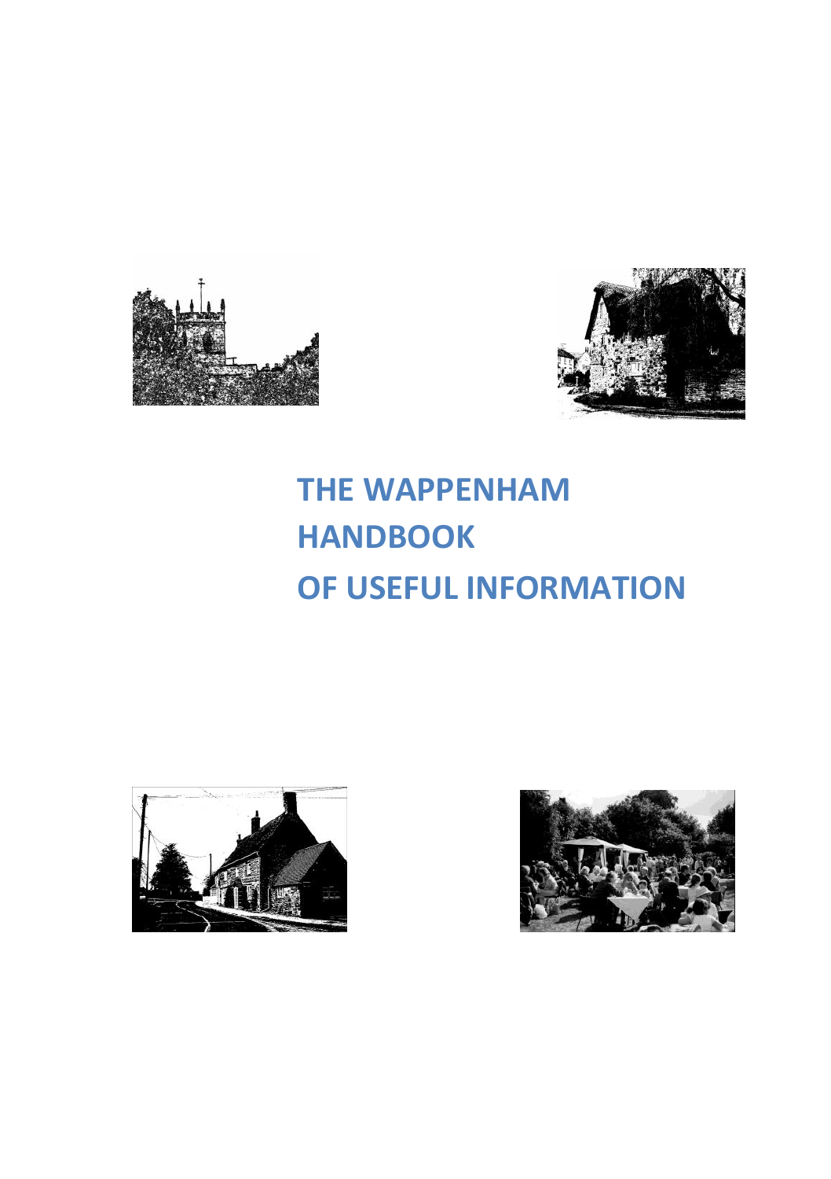# THE WAPPENHAM HANDBOOK OF USEFUL INFORMATION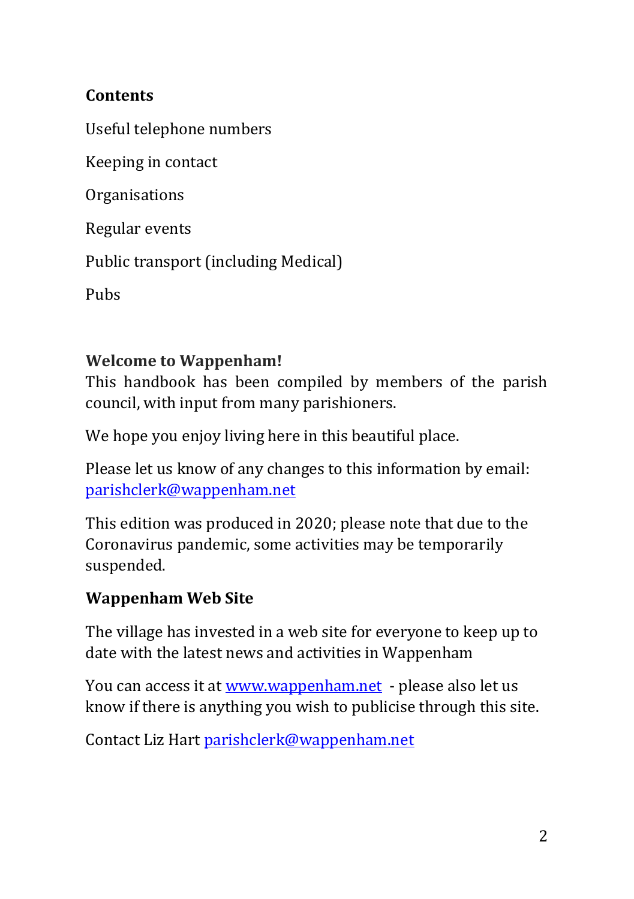## Contents

Useful telephone numbers

Keeping in contact

Organisations

Regular events

Public transport (including Medical)

Pubs

## Welcome to Wappenham!

This handbook has been compiled by members of the parish council, with input from many parishioners.

We hope you enjoy living here in this beautiful place.

Please let us know of any changes to this information by email: parishclerk@wappenham.net

This edition was produced in 2020; please note that due to the Coronavirus pandemic, some activities may be temporarily suspended.

## Wappenham Web Site

The village has invested in a web site for everyone to keep up to date with the latest news and activities in Wappenham

You can access it at www.wappenham.net - please also let us know if there is anything you wish to publicise through this site.

Contact Liz Hart parishclerk@wappenham.net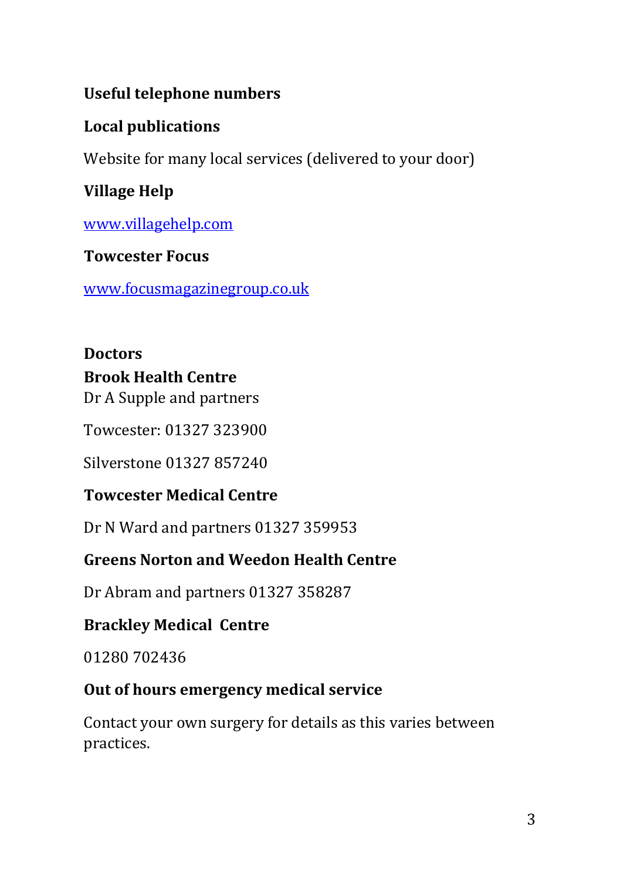## Useful telephone numbers

### Local publications

Website for many local services (delivered to your door)

**Village Help**

www.villagehelp.com

**Towcester Focus**

www.focusmagazinegroup.co.uk

### Doctors

**Brook Health Centre**

Dr A Supple and partners

Towcester: 01327 323900

Silverstone 01327 857240

**Towcester Medical Centre**

Dr N Ward and partners 01327 359953

**Greens Norton and Weedon Health Centre**

Dr Abram and partners 01327 358287

**Brackley Medical Centre**

01280 702436

**Out of hours emergency medical service**

Contact your own surgery for details as this varies between practices.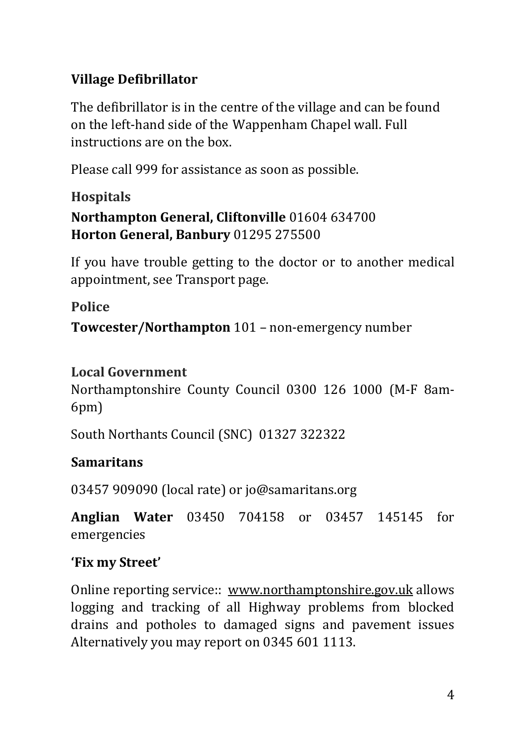## Village Defibrillator

The defibrillator is in the centre of the village and can be found on the left-hand side of the Wappenham Chapel wall. Full instructions are on the box.

Please call 999 for assistance as soon as possible.

### Hospitals

**Northampton General, Cliftonville** 01604 634700
**Horton General, Banbury** 01295 275500

If you have trouble getting to the doctor or to another medical appointment, see Transport page.

### Police

**Towcester/Northampton** 101 – non-emergency number

### Local Government

Northamptonshire County Council 0300 126 1000 (M-F 8am-6pm)

South Northants Council (SNC) 01327 322322

## Samaritans

03457 909090 (local rate) or jo@samaritans.org

**Anglian Water** 03450 704158 or 03457 145145 for emergencies

## 'Fix my Street'

Online reporting service:: www.northamptonshire.gov.uk allows logging and tracking of all Highway problems from blocked drains and potholes to damaged signs and pavement issues Alternatively you may report on 0345 601 1113.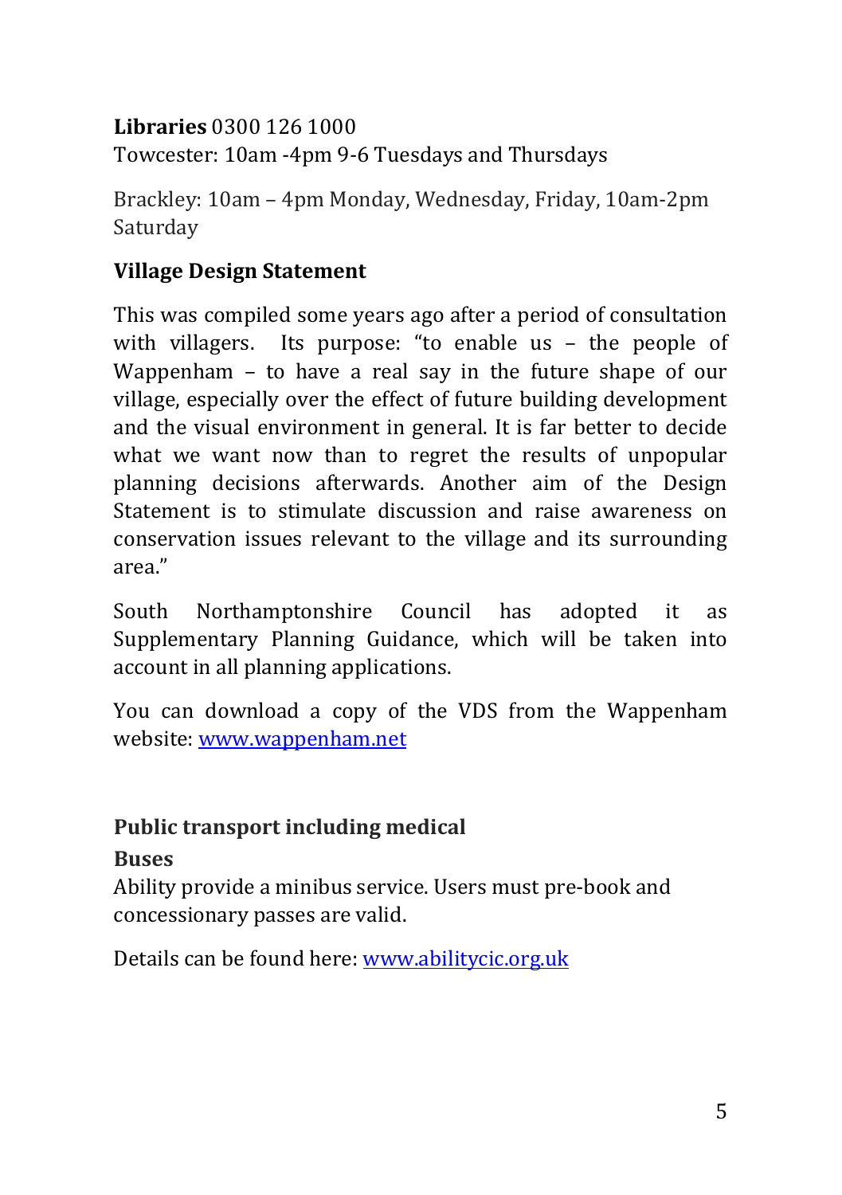**Libraries** 0300 126 1000
Towcester: 10am -4pm 9-6 Tuesdays and Thursdays

Brackley: 10am – 4pm Monday, Wednesday, Friday, 10am-2pm Saturday

### Village Design Statement

This was compiled some years ago after a period of consultation with villagers. Its purpose: "to enable us – the people of Wappenham – to have a real say in the future shape of our village, especially over the effect of future building development and the visual environment in general. It is far better to decide what we want now than to regret the results of unpopular planning decisions afterwards. Another aim of the Design Statement is to stimulate discussion and raise awareness on conservation issues relevant to the village and its surrounding area."

South Northamptonshire Council has adopted it as Supplementary Planning Guidance, which will be taken into account in all planning applications.

You can download a copy of the VDS from the Wappenham website: [www.wappenham.net](http://www.wappenham.net)

### Public transport including medical

#### Buses

Ability provide a minibus service. Users must pre-book and concessionary passes are valid.

Details can be found here: [www.abilitycic.org.uk](http://www.abilitycic.org.uk)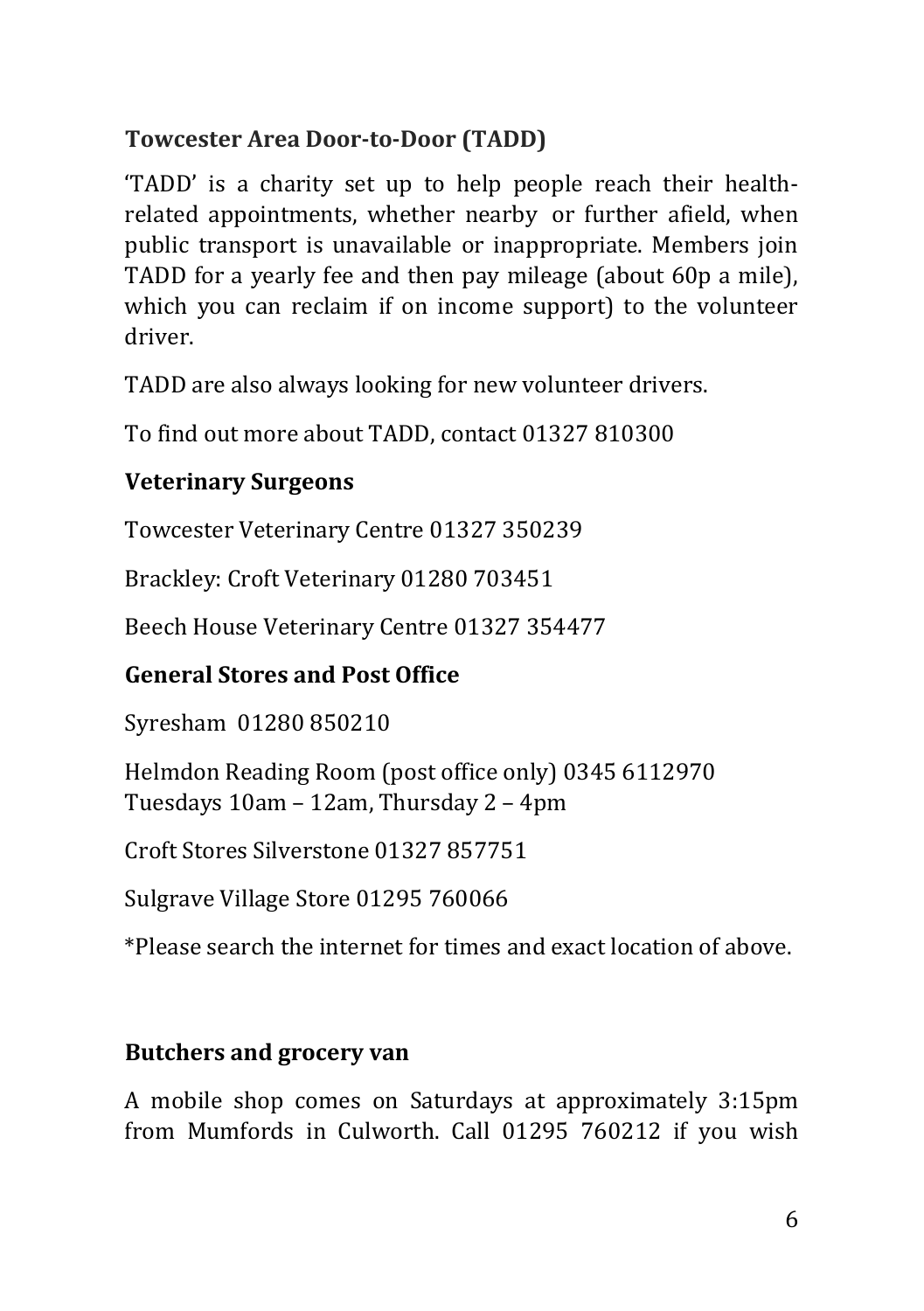### Towcester Area Door-to-Door (TADD)

'TADD' is a charity set up to help people reach their health-related appointments, whether nearby or further afield, when public transport is unavailable or inappropriate. Members join TADD for a yearly fee and then pay mileage (about 60p a mile), which you can reclaim if on income support) to the volunteer driver.

TADD are also always looking for new volunteer drivers.

To find out more about TADD, contact 01327 810300

### Veterinary Surgeons

Towcester Veterinary Centre 01327 350239

Brackley: Croft Veterinary 01280 703451

Beech House Veterinary Centre 01327 354477

### General Stores and Post Office

Syresham 01280 850210

Helmdon Reading Room (post office only) 0345 6112970
Tuesdays 10am – 12am, Thursday 2 – 4pm

Croft Stores Silverstone 01327 857751

Sulgrave Village Store 01295 760066

*Please search the internet for times and exact location of above.

### Butchers and grocery van

A mobile shop comes on Saturdays at approximately 3:15pm from Mumfords in Culworth. Call 01295 760212 if you wish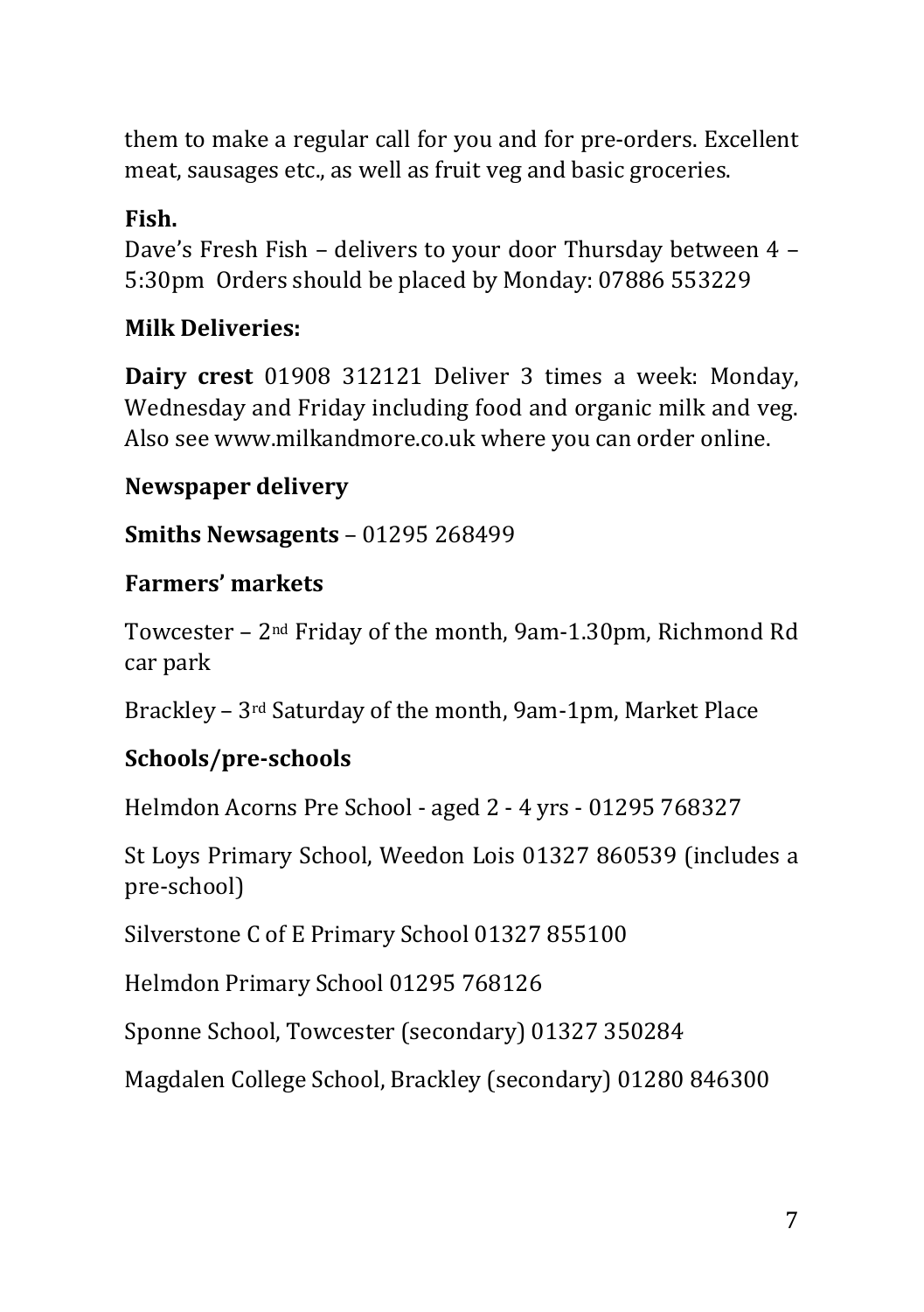them to make a regular call for you and for pre-orders. Excellent meat, sausages etc., as well as fruit veg and basic groceries.

**Fish.**

Dave's Fresh Fish – delivers to your door Thursday between 4 – 5:30pm Orders should be placed by Monday: 07886 553229

**Milk Deliveries:**

**Dairy crest** 01908 312121 Deliver 3 times a week: Monday, Wednesday and Friday including food and organic milk and veg. Also see www.milkandmore.co.uk where you can order online.

**Newspaper delivery**

**Smiths Newsagents** – 01295 268499

**Farmers' markets**

Towcester – 2nd Friday of the month, 9am-1.30pm, Richmond Rd car park

Brackley – 3rd Saturday of the month, 9am-1pm, Market Place

**Schools/pre-schools**

Helmdon Acorns Pre School - aged 2 - 4 yrs - 01295 768327

St Loys Primary School, Weedon Lois 01327 860539 (includes a pre-school)

Silverstone C of E Primary School 01327 855100

Helmdon Primary School 01295 768126

Sponne School, Towcester (secondary) 01327 350284

Magdalen College School, Brackley (secondary) 01280 846300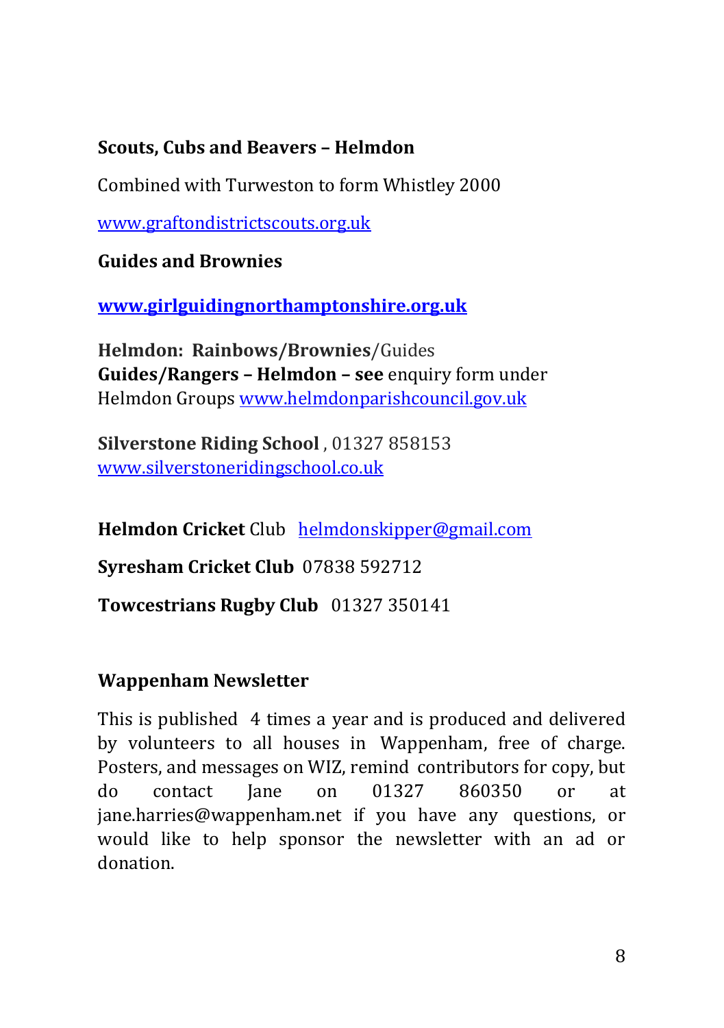**Scouts, Cubs and Beavers – Helmdon**

Combined with Turweston to form Whistley 2000

www.graftondistrictscouts.org.uk

**Guides and Brownies**

**www.girlguidingnorthamptonshire.org.uk**

**Helmdon: Rainbows/Brownies/**Guides
**Guides/Rangers – Helmdon – see** enquiry form under Helmdon Groups www.helmdonparishcouncil.gov.uk

**Silverstone Riding School** , 01327 858153
www.silverstoneridingschool.co.uk

**Helmdon Cricket** Club helmdonskipper@gmail.com

**Syresham Cricket Club** 07838 592712

**Towcestrians Rugby Club** 01327 350141

**Wappenham Newsletter**

This is published 4 times a year and is produced and delivered by volunteers to all houses in Wappenham, free of charge. Posters, and messages on WIZ, remind contributors for copy, but do contact Jane on 01327 860350 or at jane.harries@wappenham.net if you have any questions, or would like to help sponsor the newsletter with an ad or donation.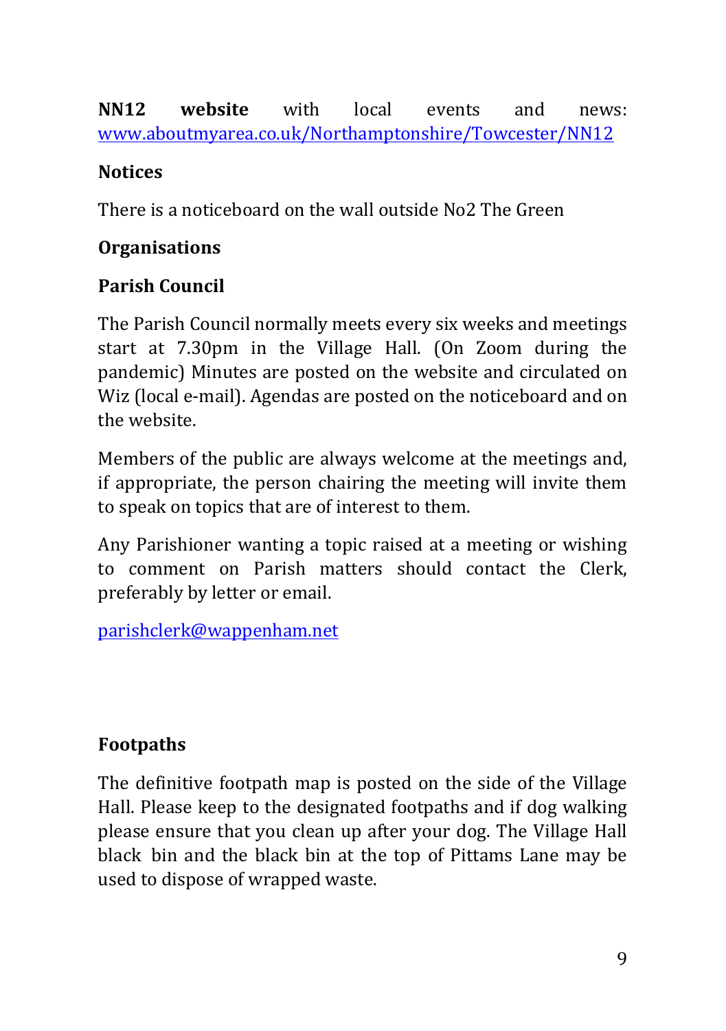**NN12 website** with local events and news: www.aboutmyarea.co.uk/Northamptonshire/Towcester/NN12

**Notices**

There is a noticeboard on the wall outside No2 The Green

**Organisations**

**Parish Council**

The Parish Council normally meets every six weeks and meetings start at 7.30pm in the Village Hall. (On Zoom during the pandemic) Minutes are posted on the website and circulated on Wiz (local e-mail). Agendas are posted on the noticeboard and on the website.

Members of the public are always welcome at the meetings and, if appropriate, the person chairing the meeting will invite them to speak on topics that are of interest to them.

Any Parishioner wanting a topic raised at a meeting or wishing to comment on Parish matters should contact the Clerk, preferably by letter or email.

parishclerk@wappenham.net

**Footpaths**

The definitive footpath map is posted on the side of the Village Hall. Please keep to the designated footpaths and if dog walking please ensure that you clean up after your dog. The Village Hall black bin and the black bin at the top of Pittams Lane may be used to dispose of wrapped waste.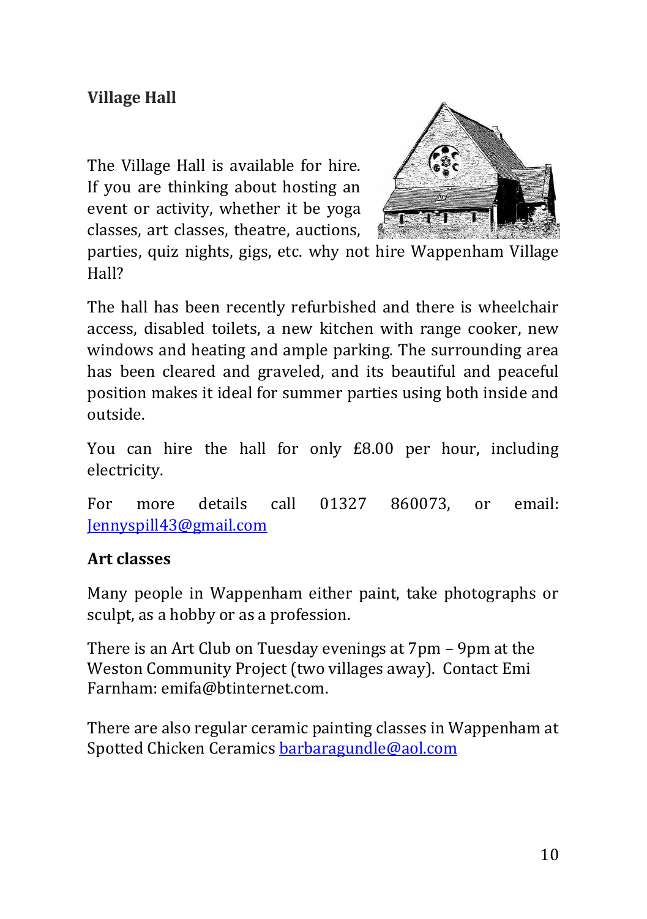**Village Hall**

The Village Hall is available for hire. If you are thinking about hosting an event or activity, whether it be yoga classes, art classes, theatre, auctions, parties, quiz nights, gigs, etc. why not hire Wappenham Village Hall?

The hall has been recently refurbished and there is wheelchair access, disabled toilets, a new kitchen with range cooker, new windows and heating and ample parking. The surrounding area has been cleared and graveled, and its beautiful and peaceful position makes it ideal for summer parties using both inside and outside.

You can hire the hall for only £8.00 per hour, including electricity.

For more details call 01327 860073, or email: Jennyspill43@gmail.com

**Art classes**

Many people in Wappenham either paint, take photographs or sculpt, as a hobby or as a profession.

There is an Art Club on Tuesday evenings at 7pm – 9pm at the Weston Community Project (two villages away). Contact Emi Farnham: emifa@btinternet.com.

There are also regular ceramic painting classes in Wappenham at Spotted Chicken Ceramics barbaragundle@aol.com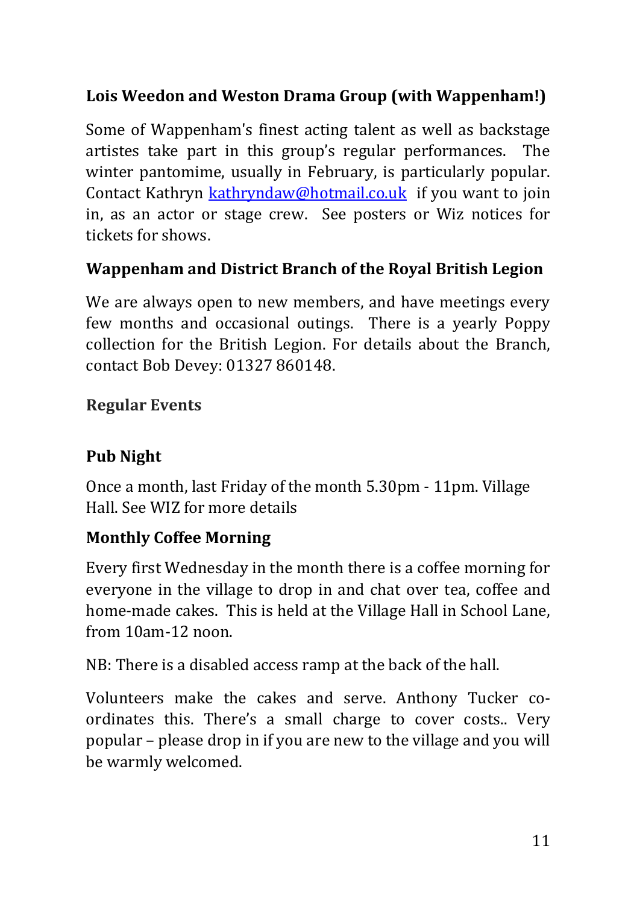### Lois Weedon and Weston Drama Group (with Wappenham!)

Some of Wappenham's finest acting talent as well as backstage artistes take part in this group's regular performances. The winter pantomime, usually in February, is particularly popular. Contact Kathryn kathryndaw@hotmail.co.uk if you want to join in, as an actor or stage crew. See posters or Wiz notices for tickets for shows.

### Wappenham and District Branch of the Royal British Legion

We are always open to new members, and have meetings every few months and occasional outings. There is a yearly Poppy collection for the British Legion. For details about the Branch, contact Bob Devey: 01327 860148.

## Regular Events

### Pub Night

Once a month, last Friday of the month 5.30pm - 11pm. Village Hall. See WIZ for more details

### Monthly Coffee Morning

Every first Wednesday in the month there is a coffee morning for everyone in the village to drop in and chat over tea, coffee and home-made cakes. This is held at the Village Hall in School Lane, from 10am-12 noon.

NB: There is a disabled access ramp at the back of the hall.

Volunteers make the cakes and serve. Anthony Tucker co-ordinates this. There's a small charge to cover costs.. Very popular – please drop in if you are new to the village and you will be warmly welcomed.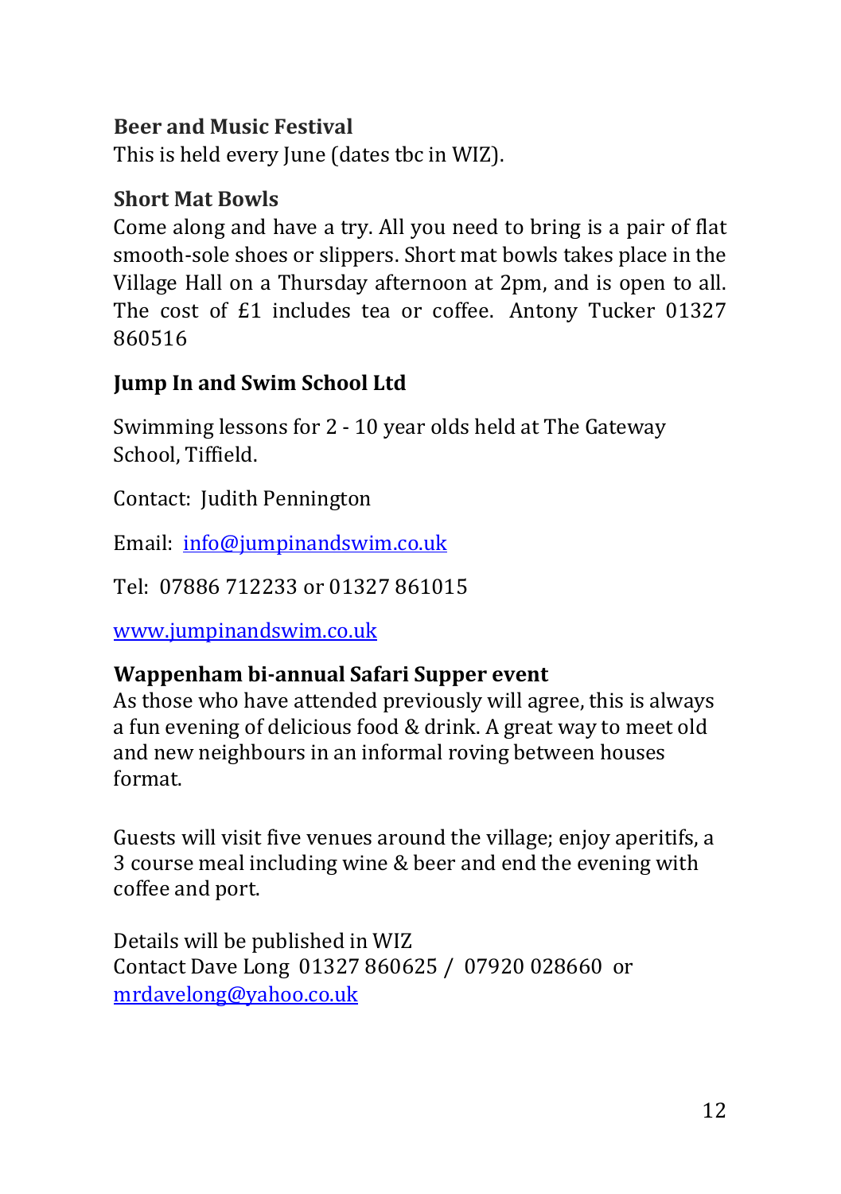## Beer and Music Festival

This is held every June (dates tbc in WIZ).

## Short Mat Bowls

Come along and have a try. All you need to bring is a pair of flat smooth-sole shoes or slippers. Short mat bowls takes place in the Village Hall on a Thursday afternoon at 2pm, and is open to all. The cost of £1 includes tea or coffee. Antony Tucker 01327 860516

## Jump In and Swim School Ltd

Swimming lessons for 2 - 10 year olds held at The Gateway School, Tiffield.

Contact: Judith Pennington

Email: info@jumpinandswim.co.uk

Tel: 07886 712233 or 01327 861015

www.jumpinandswim.co.uk

## Wappenham bi-annual Safari Supper event

As those who have attended previously will agree, this is always a fun evening of delicious food & drink. A great way to meet old and new neighbours in an informal roving between houses format.

Guests will visit five venues around the village; enjoy aperitifs, a 3 course meal including wine & beer and end the evening with coffee and port.

Details will be published in WIZ
Contact Dave Long 01327 860625 / 07920 028660 or mrdavelong@yahoo.co.uk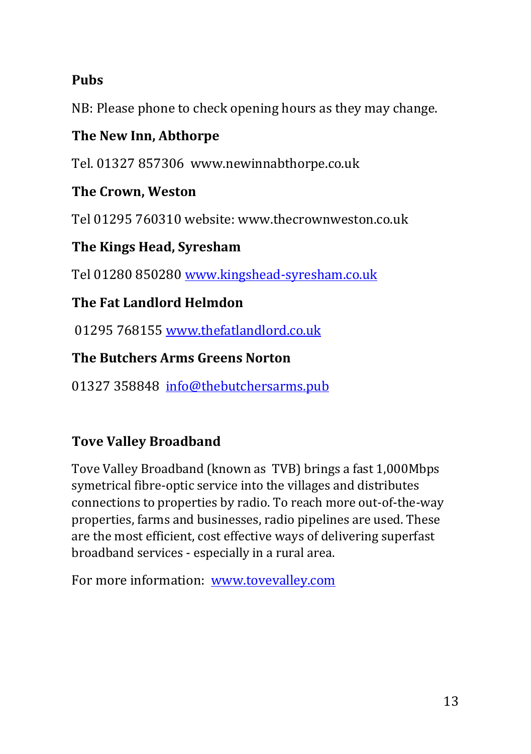## Pubs

NB: Please phone to check opening hours as they may change.

### The New Inn, Abthorpe

Tel. 01327 857306 www.newinnabthorpe.co.uk

### The Crown, Weston

Tel 01295 760310 website: www.thecrownweston.co.uk

### The Kings Head, Syresham

Tel 01280 850280 www.kingshead-syresham.co.uk

### The Fat Landlord Helmdon

01295 768155 www.thefatlandlord.co.uk

### The Butchers Arms Greens Norton

01327 358848 info@thebutchersarms.pub

## Tove Valley Broadband

Tove Valley Broadband (known as TVB) brings a fast 1,000Mbps symetrical fibre-optic service into the villages and distributes connections to properties by radio. To reach more out-of-the-way properties, farms and businesses, radio pipelines are used. These are the most efficient, cost effective ways of delivering superfast broadband services - especially in a rural area.

For more information: www.tovevalley.com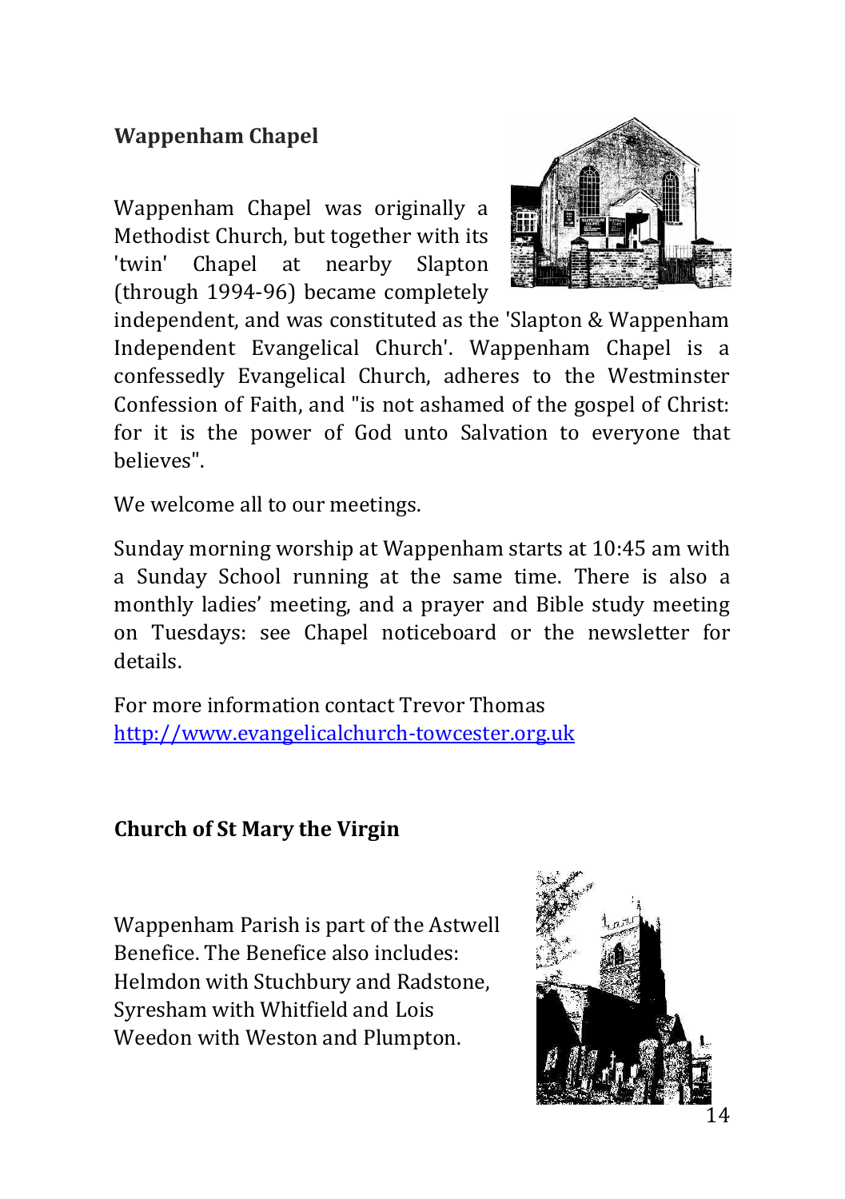## Wappenham Chapel

Wappenham Chapel was originally a Methodist Church, but together with its 'twin' Chapel at nearby Slapton (through 1994-96) became completely independent, and was constituted as the 'Slapton & Wappenham Independent Evangelical Church'. Wappenham Chapel is a confessedly Evangelical Church, adheres to the Westminster Confession of Faith, and "is not ashamed of the gospel of Christ: for it is the power of God unto Salvation to everyone that believes".

We welcome all to our meetings.

Sunday morning worship at Wappenham starts at 10:45 am with a Sunday School running at the same time. There is also a monthly ladies' meeting, and a prayer and Bible study meeting on Tuesdays: see Chapel noticeboard or the newsletter for details.

For more information contact Trevor Thomas
[http://www.evangelicalchurch-towcester.org.uk](http://www.evangelicalchurch-towcester.org.uk)

## Church of St Mary the Virgin

Wappenham Parish is part of the Astwell Benefice. The Benefice also includes: Helmdon with Stuchbury and Radstone, Syresham with Whitfield and Lois Weedon with Weston and Plumpton.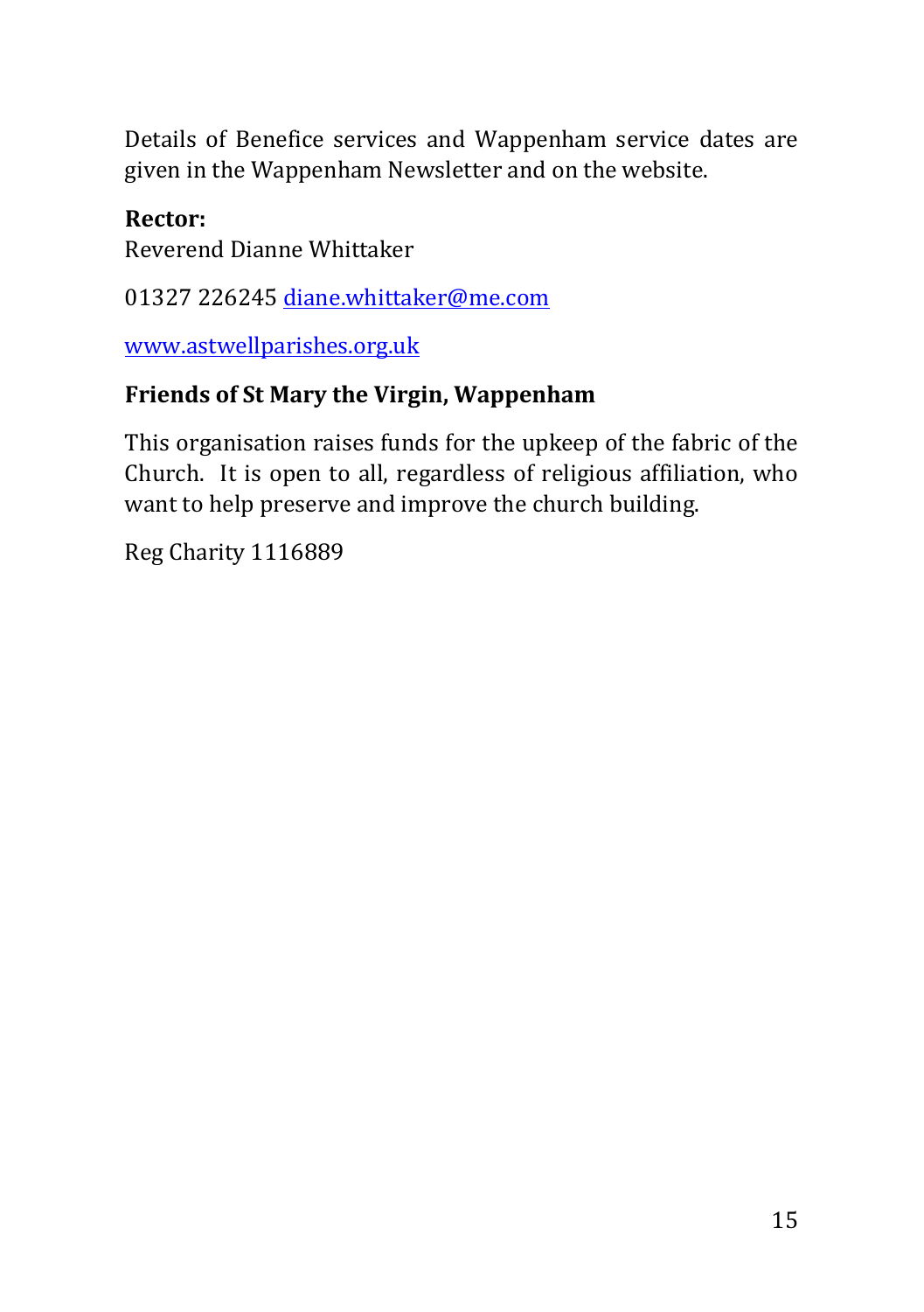Details of Benefice services and Wappenham service dates are given in the Wappenham Newsletter and on the website.

**Rector:**
Reverend Dianne Whittaker

01327 226245 diane.whittaker@me.com

www.astwellparishes.org.uk

**Friends of St Mary the Virgin, Wappenham**

This organisation raises funds for the upkeep of the fabric of the Church. It is open to all, regardless of religious affiliation, who want to help preserve and improve the church building.

Reg Charity 1116889